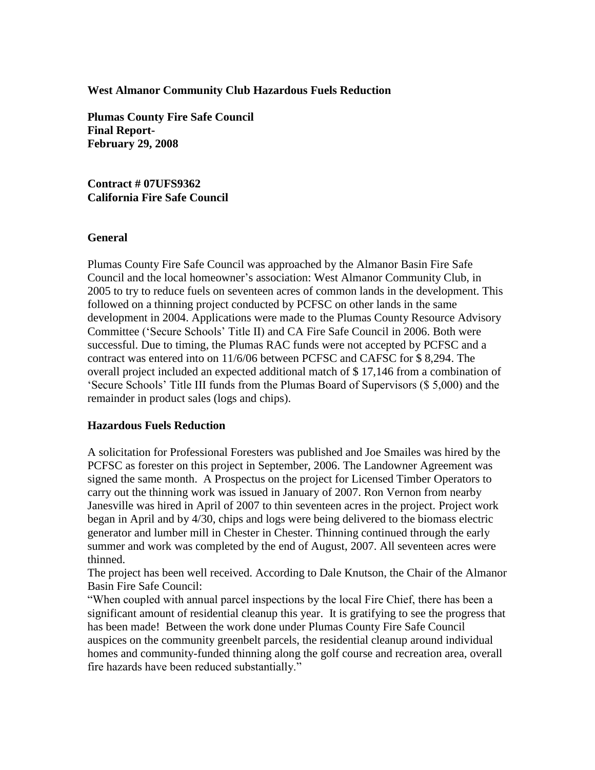**West Almanor Community Club Hazardous Fuels Reduction**

**Plumas County Fire Safe Council**
**Final Report-**
**February 29, 2008**

**Contract # 07UFS9362**
**California Fire Safe Council**

## General

Plumas County Fire Safe Council was approached by the Almanor Basin Fire Safe Council and the local homeowner's association: West Almanor Community Club, in 2005 to try to reduce fuels on seventeen acres of common lands in the development. This followed on a thinning project conducted by PCFSC on other lands in the same development in 2004. Applications were made to the Plumas County Resource Advisory Committee ('Secure Schools' Title II) and CA Fire Safe Council in 2006. Both were successful. Due to timing, the Plumas RAC funds were not accepted by PCFSC and a contract was entered into on 11/6/06 between PCFSC and CAFSC for $ 8,294. The overall project included an expected additional match of $ 17,146 from a combination of 'Secure Schools' Title III funds from the Plumas Board of Supervisors ($ 5,000) and the remainder in product sales (logs and chips).

## Hazardous Fuels Reduction

A solicitation for Professional Foresters was published and Joe Smailes was hired by the PCFSC as forester on this project in September, 2006. The Landowner Agreement was signed the same month. A Prospectus on the project for Licensed Timber Operators to carry out the thinning work was issued in January of 2007. Ron Vernon from nearby Janesville was hired in April of 2007 to thin seventeen acres in the project. Project work began in April and by 4/30, chips and logs were being delivered to the biomass electric generator and lumber mill in Chester in Chester. Thinning continued through the early summer and work was completed by the end of August, 2007. All seventeen acres were thinned.

The project has been well received. According to Dale Knutson, the Chair of the Almanor Basin Fire Safe Council:

"When coupled with annual parcel inspections by the local Fire Chief, there has been a significant amount of residential cleanup this year. It is gratifying to see the progress that has been made! Between the work done under Plumas County Fire Safe Council auspices on the community greenbelt parcels, the residential cleanup around individual homes and community-funded thinning along the golf course and recreation area, overall fire hazards have been reduced substantially."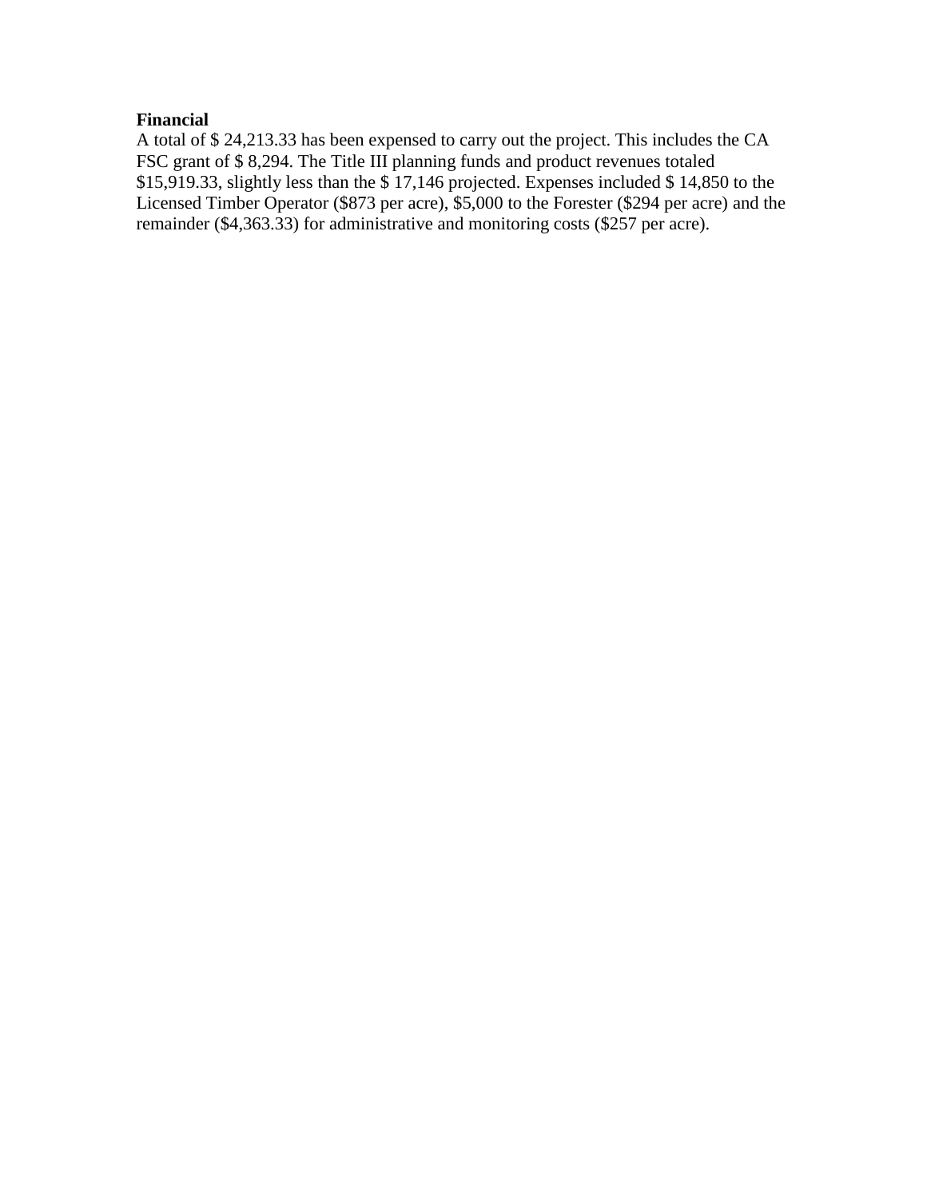**Financial**

A total of $ 24,213.33 has been expensed to carry out the project. This includes the CA FSC grant of $ 8,294. The Title III planning funds and product revenues totaled $15,919.33, slightly less than the $ 17,146 projected. Expenses included $ 14,850 to the Licensed Timber Operator ($873 per acre), $5,000 to the Forester ($294 per acre) and the remainder ($4,363.33) for administrative and monitoring costs ($257 per acre).